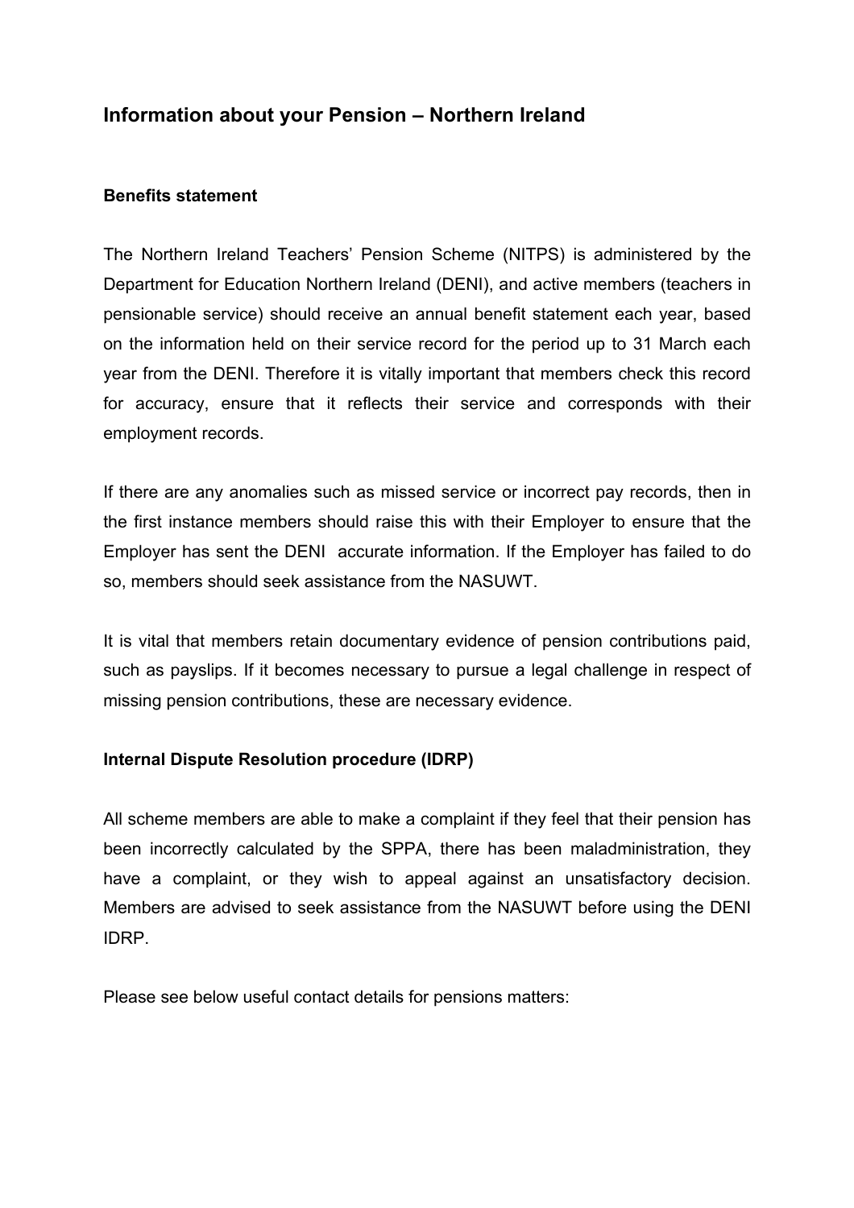# Information about your Pension – Northern Ireland

**Benefits statement**

The Northern Ireland Teachers' Pension Scheme (NITPS) is administered by the Department for Education Northern Ireland (DENI), and active members (teachers in pensionable service) should receive an annual benefit statement each year, based on the information held on their service record for the period up to 31 March each year from the DENI. Therefore it is vitally important that members check this record for accuracy, ensure that it reflects their service and corresponds with their employment records.

If there are any anomalies such as missed service or incorrect pay records, then in the first instance members should raise this with their Employer to ensure that the Employer has sent the DENI accurate information. If the Employer has failed to do so, members should seek assistance from the NASUWT.

It is vital that members retain documentary evidence of pension contributions paid, such as payslips. If it becomes necessary to pursue a legal challenge in respect of missing pension contributions, these are necessary evidence.

**Internal Dispute Resolution procedure (IDRP)**

All scheme members are able to make a complaint if they feel that their pension has been incorrectly calculated by the SPPA, there has been maladministration, they have a complaint, or they wish to appeal against an unsatisfactory decision. Members are advised to seek assistance from the NASUWT before using the DENI IDRP.

Please see below useful contact details for pensions matters: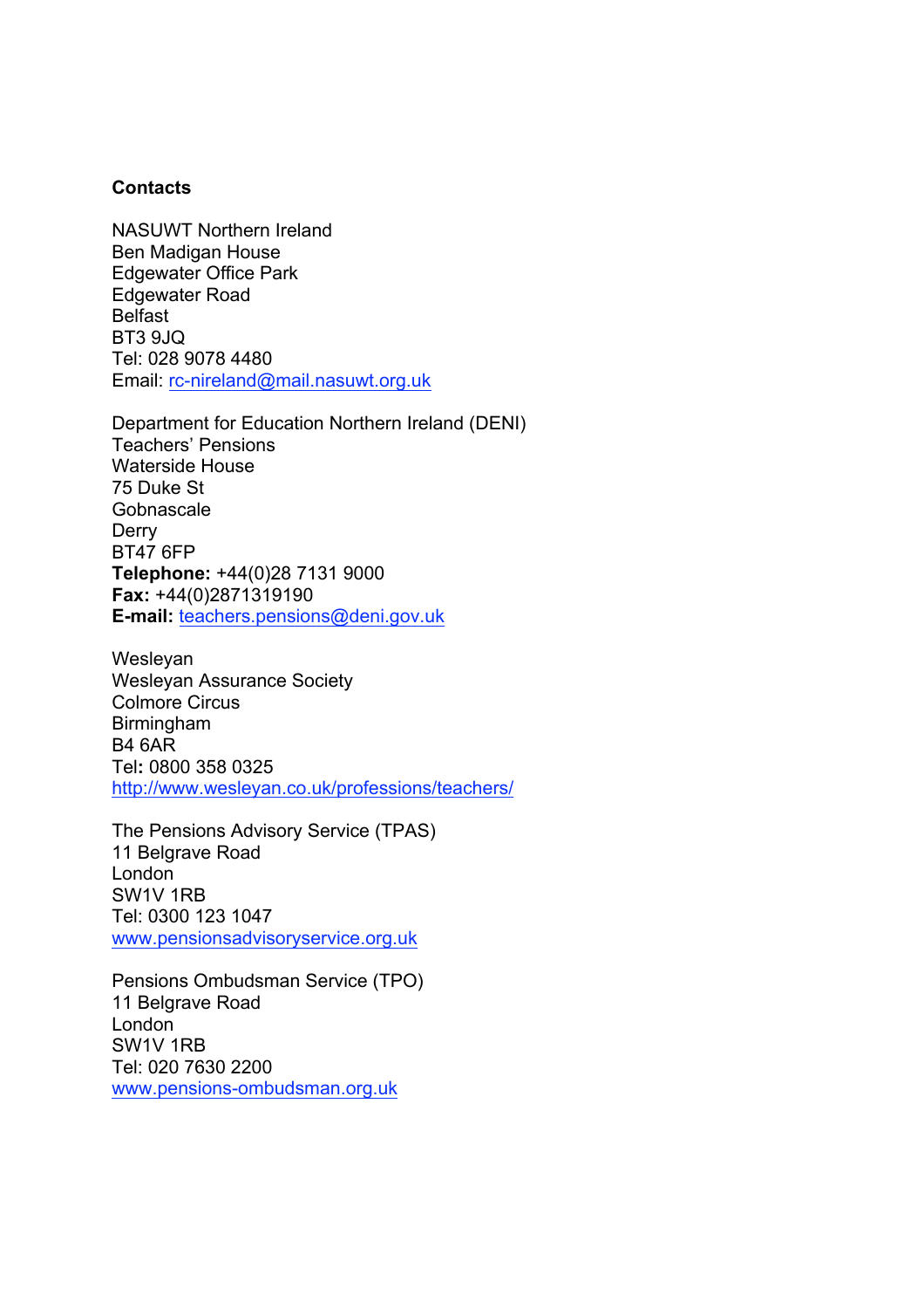**Contacts**

NASUWT Northern Ireland  
Ben Madigan House  
Edgewater Office Park  
Edgewater Road  
Belfast  
BT3 9JQ  
Tel: 028 9078 4480  
Email: rc-nireland@mail.nasuwt.org.uk

Department for Education Northern Ireland (DENI)  
Teachers' Pensions  
Waterside House  
75 Duke St  
Gobnascale  
Derry  
BT47 6FP  
**Telephone:** +44(0)28 7131 9000  
**Fax:** +44(0)2871319190  
**E-mail:** teachers.pensions@deni.gov.uk

Wesleyan  
Wesleyan Assurance Society  
Colmore Circus  
Birmingham  
B4 6AR  
Tel**:** 0800 358 0325  
http://www.wesleyan.co.uk/professions/teachers/

The Pensions Advisory Service (TPAS)  
11 Belgrave Road  
London  
SW1V 1RB  
Tel: 0300 123 1047  
www.pensionsadvisoryservice.org.uk

Pensions Ombudsman Service (TPO)  
11 Belgrave Road  
London  
SW1V 1RB  
Tel: 020 7630 2200  
www.pensions-ombudsman.org.uk